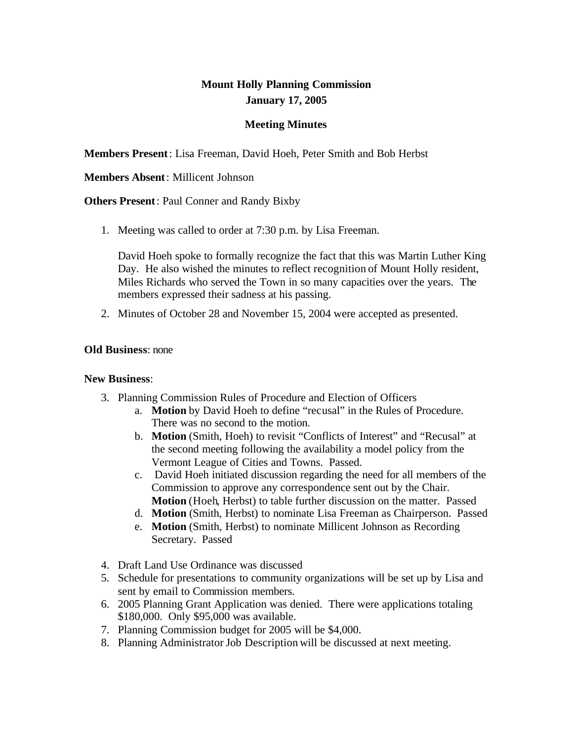# Mount Holly Planning Commission
# January 17, 2005

## Meeting Minutes

**Members Present**: Lisa Freeman, David Hoeh, Peter Smith and Bob Herbst

**Members Absent**: Millicent Johnson

**Others Present**: Paul Conner and Randy Bixby

1. Meeting was called to order at 7:30 p.m. by Lisa Freeman.

   David Hoeh spoke to formally recognize the fact that this was Martin Luther King Day. He also wished the minutes to reflect recognition of Mount Holly resident, Miles Richards who served the Town in so many capacities over the years. The members expressed their sadness at his passing.

2. Minutes of October 28 and November 15, 2004 were accepted as presented.

**Old Business**: none

**New Business**:

3. Planning Commission Rules of Procedure and Election of Officers
   a. **Motion** by David Hoeh to define "recusal" in the Rules of Procedure. There was no second to the motion.
   b. **Motion** (Smith, Hoeh) to revisit "Conflicts of Interest" and "Recusal" at the second meeting following the availability a model policy from the Vermont League of Cities and Towns. Passed.
   c. David Hoeh initiated discussion regarding the need for all members of the Commission to approve any correspondence sent out by the Chair. **Motion** (Hoeh, Herbst) to table further discussion on the matter. Passed
   d. **Motion** (Smith, Herbst) to nominate Lisa Freeman as Chairperson. Passed
   e. **Motion** (Smith, Herbst) to nominate Millicent Johnson as Recording Secretary. Passed

4. Draft Land Use Ordinance was discussed
5. Schedule for presentations to community organizations will be set up by Lisa and sent by email to Commission members.
6. 2005 Planning Grant Application was denied. There were applications totaling $180,000. Only $95,000 was available.
7. Planning Commission budget for 2005 will be $4,000.
8. Planning Administrator Job Description will be discussed at next meeting.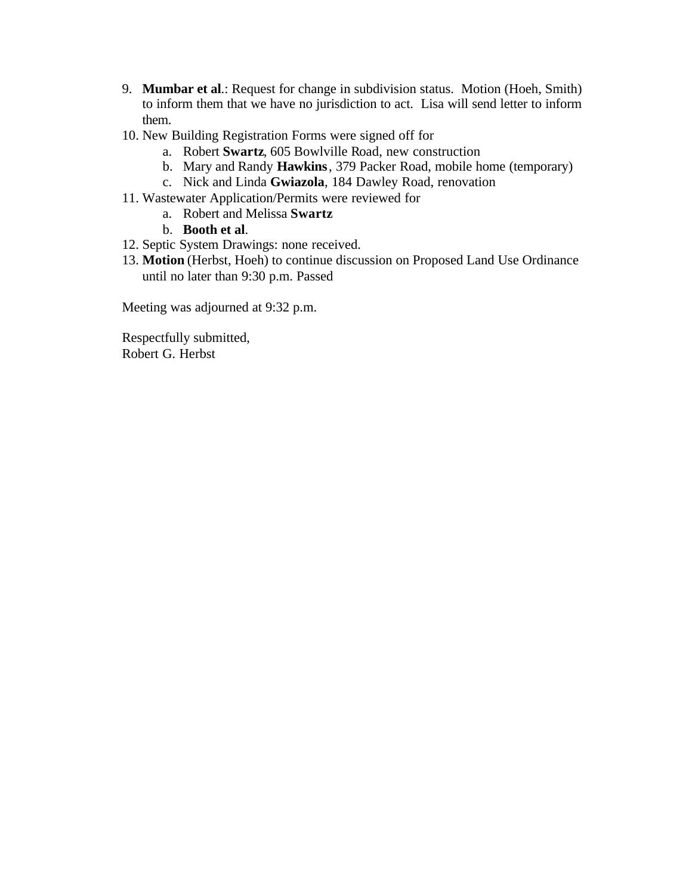9. **Mumbar et al**.: Request for change in subdivision status. Motion (Hoeh, Smith) to inform them that we have no jurisdiction to act. Lisa will send letter to inform them.
10. New Building Registration Forms were signed off for
    a. Robert **Swartz**, 605 Bowlville Road, new construction
    b. Mary and Randy **Hawkins**, 379 Packer Road, mobile home (temporary)
    c. Nick and Linda **Gwiazola**, 184 Dawley Road, renovation
11. Wastewater Application/Permits were reviewed for
    a. Robert and Melissa **Swartz**
    b. **Booth et al**.
12. Septic System Drawings: none received.
13. **Motion** (Herbst, Hoeh) to continue discussion on Proposed Land Use Ordinance until no later than 9:30 p.m. Passed

Meeting was adjourned at 9:32 p.m.

Respectfully submitted,
Robert G. Herbst